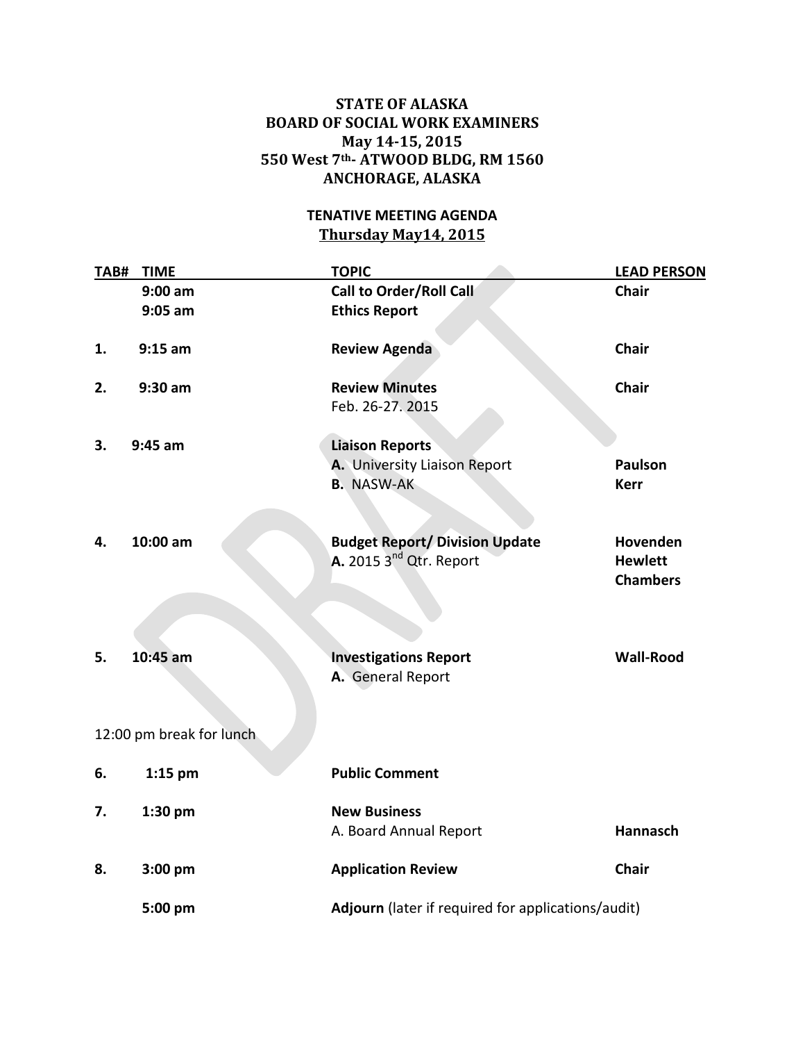**STATE OF ALASKA**
**BOARD OF SOCIAL WORK EXAMINERS**
**May 14-15, 2015**
**550 West 7th- ATWOOD BLDG, RM 1560**
**ANCHORAGE, ALASKA**

**TENATIVE MEETING AGENDA**
**Thursday May14, 2015**

| TAB# | TIME | TOPIC | LEAD PERSON |
|---|---|---|---|
| | **9:00 am** | **Call to Order/Roll Call** | **Chair** |
| | **9:05 am** | **Ethics Report** | |
| **1.** | **9:15 am** | **Review Agenda** | **Chair** |
| **2.** | **9:30 am** | **Review Minutes**<br>Feb. 26-27. 2015 | **Chair** |
| **3.** | **9:45 am** | **Liaison Reports**<br>**A.** University Liaison Report<br>**B.** NASW-AK | <br>**Paulson**<br>**Kerr** |
| **4.** | **10:00 am** | **Budget Report/ Division Update**<br>**A.** 2015 3rd Qtr. Report | **Hovenden**<br>**Hewlett**<br>**Chambers** |
| **5.** | **10:45 am** | **Investigations Report**<br>**A.** General Report | **Wall-Rood** |
| 12:00 pm break for lunch | | | |
| **6.** | **1:15 pm** | **Public Comment** | |
| **7.** | **1:30 pm** | **New Business**<br>A. Board Annual Report | <br>**Hannasch** |
| **8.** | **3:00 pm** | **Application Review** | **Chair** |
| | **5:00 pm** | **Adjourn** (later if required for applications/audit) | |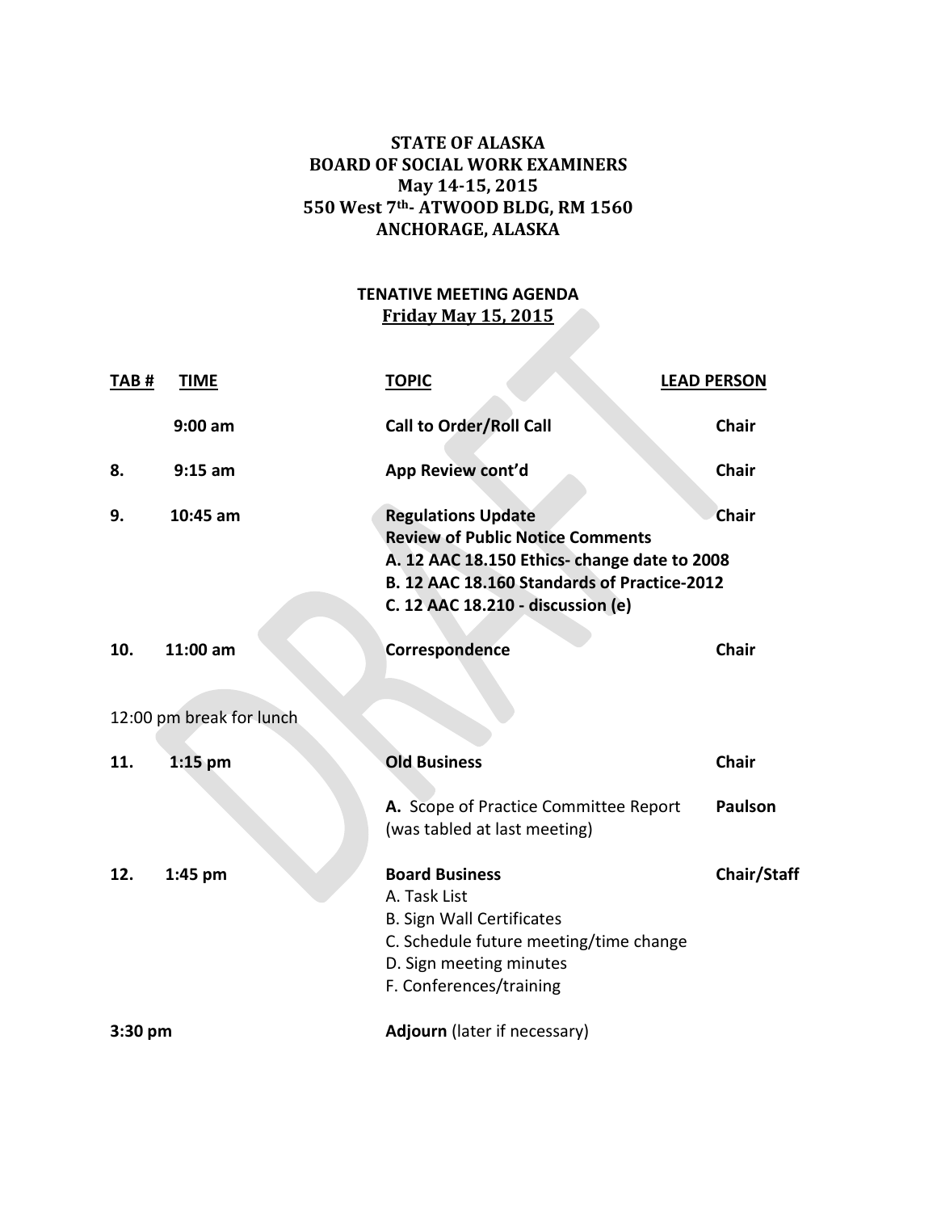**STATE OF ALASKA**
**BOARD OF SOCIAL WORK EXAMINERS**
**May 14-15, 2015**
**550 West 7th- ATWOOD BLDG, RM 1560**
**ANCHORAGE, ALASKA**

**TENATIVE MEETING AGENDA**
**Friday May 15, 2015**

| TAB # | TIME | TOPIC | LEAD PERSON |
| --- | --- | --- | --- |
| | 9:00 am | **Call to Order/Roll Call** | **Chair** |
| 8. | 9:15 am | **App Review cont'd** | **Chair** |
| 9. | 10:45 am | **Regulations Update**<br>**Review of Public Notice Comments**<br>**A. 12 AAC 18.150 Ethics- change date to 2008**<br>**B. 12 AAC 18.160 Standards of Practice-2012**<br>**C. 12 AAC 18.210 - discussion (e)** | **Chair** |
| 10. | 11:00 am | **Correspondence** | **Chair** |
| 12:00 pm break for lunch | | | |
| 11. | 1:15 pm | **Old Business** | **Chair** |
| | | **A.** Scope of Practice Committee Report (was tabled at last meeting) | **Paulson** |
| 12. | 1:45 pm | **Board Business**<br>A. Task List<br>B. Sign Wall Certificates<br>C. Schedule future meeting/time change<br>D. Sign meeting minutes<br>F. Conferences/training | **Chair/Staff** |
| 3:30 pm | | **Adjourn** (later if necessary) | |

DRAFT